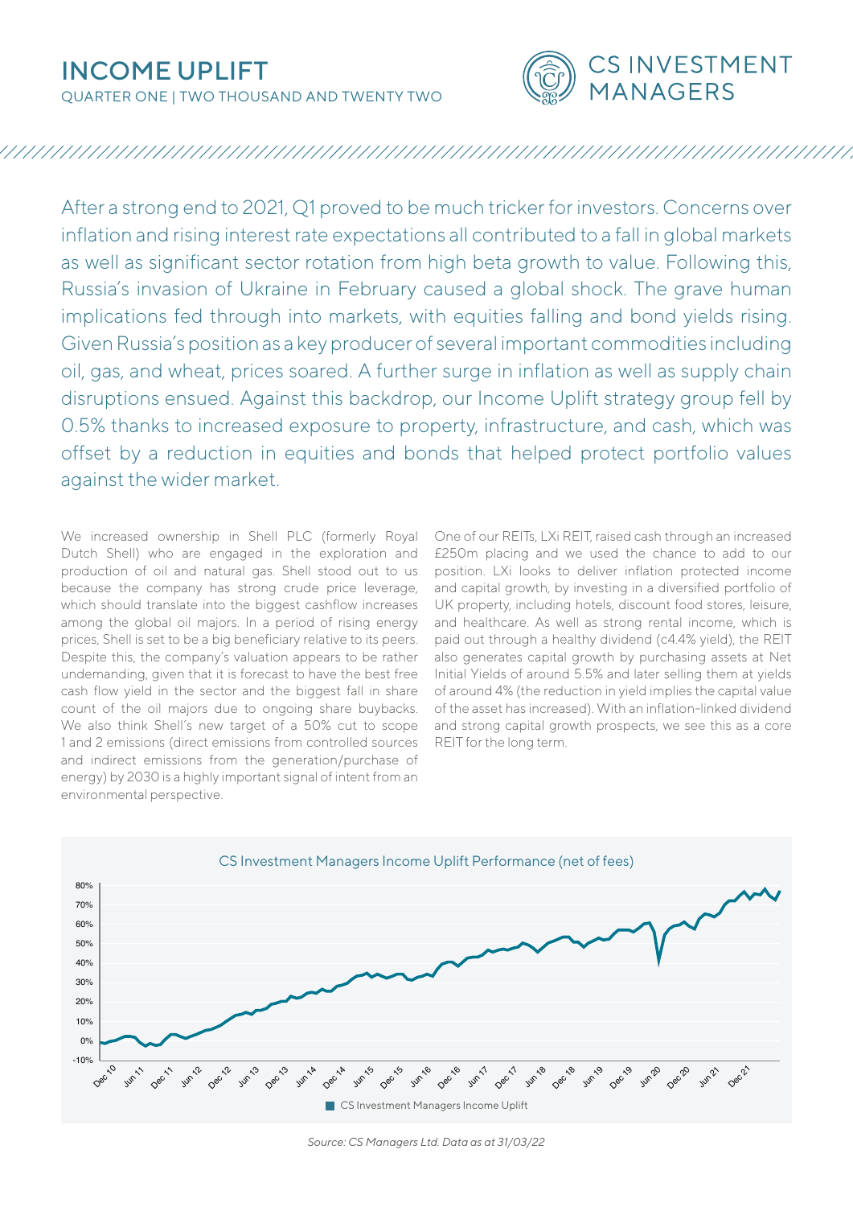# INCOME UPLIFT

QUARTER ONE | TWO THOUSAND AND TWENTY TWO

CS INVESTMENT MANAGERS

After a strong end to 2021, Q1 proved to be much tricker for investors. Concerns over inflation and rising interest rate expectations all contributed to a fall in global markets as well as significant sector rotation from high beta growth to value. Following this, Russia's invasion of Ukraine in February caused a global shock. The grave human implications fed through into markets, with equities falling and bond yields rising. Given Russia's position as a key producer of several important commodities including oil, gas, and wheat, prices soared. A further surge in inflation as well as supply chain disruptions ensued. Against this backdrop, our Income Uplift strategy group fell by 0.5% thanks to increased exposure to property, infrastructure, and cash, which was offset by a reduction in equities and bonds that helped protect portfolio values against the wider market.

We increased ownership in Shell PLC (formerly Royal Dutch Shell) who are engaged in the exploration and production of oil and natural gas. Shell stood out to us because the company has strong crude price leverage, which should translate into the biggest cashflow increases among the global oil majors. In a period of rising energy prices, Shell is set to be a big beneficiary relative to its peers. Despite this, the company's valuation appears to be rather undemanding, given that it is forecast to have the best free cash flow yield in the sector and the biggest fall in share count of the oil majors due to ongoing share buybacks. We also think Shell's new target of a 50% cut to scope 1 and 2 emissions (direct emissions from controlled sources and indirect emissions from the generation/purchase of energy) by 2030 is a highly important signal of intent from an environmental perspective.

One of our REITs, LXi REIT, raised cash through an increased £250m placing and we used the chance to add to our position. LXi looks to deliver inflation protected income and capital growth, by investing in a diversified portfolio of UK property, including hotels, discount food stores, leisure, and healthcare. As well as strong rental income, which is paid out through a healthy dividend (c4.4% yield), the REIT also generates capital growth by purchasing assets at Net Initial Yields of around 5.5% and later selling them at yields of around 4% (the reduction in yield implies the capital value of the asset has increased). With an inflation-linked dividend and strong capital growth prospects, we see this as a core REIT for the long term.

CS Investment Managers Income Uplift Performance (net of fees)

Source: CS Managers Ltd. Data as at 31/03/22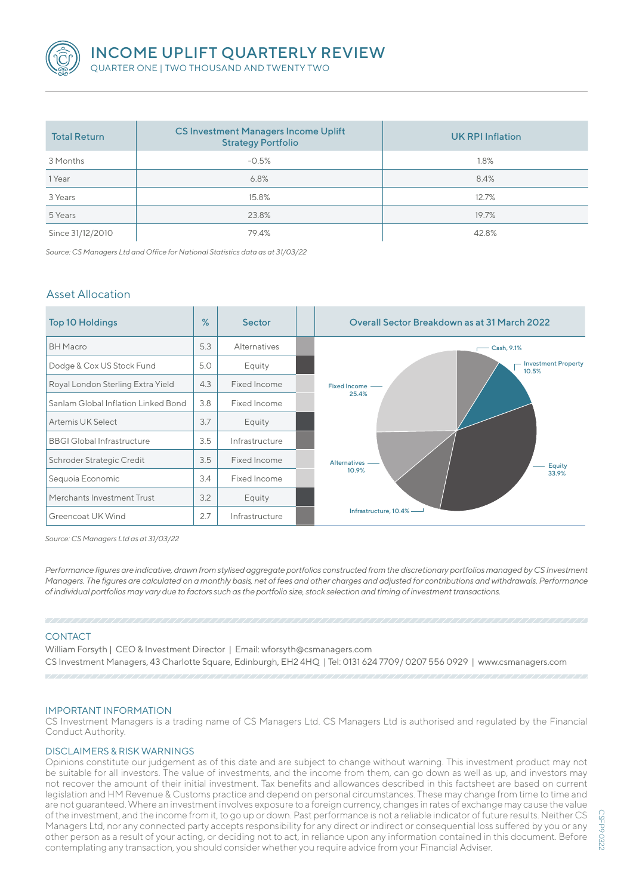# INCOME UPLIFT QUARTERLY REVIEW

QUARTER ONE | TWO THOUSAND AND TWENTY TWO

| Total Return | CS Investment Managers Income Uplift Strategy Portfolio | UK RPI Inflation |
|---|---|---|
| 3 Months | -0.5% | 1.8% |
| 1 Year | 6.8% | 8.4% |
| 3 Years | 15.8% | 12.7% |
| 5 Years | 23.8% | 19.7% |
| Since 31/12/2010 | 79.4% | 42.8% |

*Source: CS Managers Ltd and Office for National Statistics data as at 31/03/22*

## Asset Allocation

| Top 10 Holdings | % | Sector |
|---|---|---|
| BH Macro | 5.3 | Alternatives |
| Dodge & Cox US Stock Fund | 5.0 | Equity |
| Royal London Sterling Extra Yield | 4.3 | Fixed Income |
| Sanlam Global Inflation Linked Bond | 3.8 | Fixed Income |
| Artemis UK Select | 3.7 | Equity |
| BBGI Global Infrastructure | 3.5 | Infrastructure |
| Schroder Strategic Credit | 3.5 | Fixed Income |
| Sequoia Economic | 3.4 | Fixed Income |
| Merchants Investment Trust | 3.2 | Equity |
| Greencoat UK Wind | 2.7 | Infrastructure |

Overall Sector Breakdown as at 31 March 2022

Cash, 9.1%
Investment Property 10.5%
Fixed Income 25.4%
Alternatives 10.9%
Equity 33.9%
Infrastructure, 10.4%

*Source: CS Managers Ltd as at 31/03/22*

*Performance figures are indicative, drawn from stylised aggregate portfolios constructed from the discretionary portfolios managed by CS Investment Managers. The figures are calculated on a monthly basis, net of fees and other charges and adjusted for contributions and withdrawals. Performance of individual portfolios may vary due to factors such as the portfolio size, stock selection and timing of investment transactions.*

### CONTACT

William Forsyth | CEO & Investment Director | Email: wforsyth@csmanagers.com
CS Investment Managers, 43 Charlotte Square, Edinburgh, EH2 4HQ | Tel: 0131 624 7709/ 0207 556 0929 | www.csmanagers.com

### IMPORTANT INFORMATION

CS Investment Managers is a trading name of CS Managers Ltd. CS Managers Ltd is authorised and regulated by the Financial Conduct Authority.

### DISCLAIMERS & RISK WARNINGS

Opinions constitute our judgement as of this date and are subject to change without warning. This investment product may not be suitable for all investors. The value of investments, and the income from them, can go down as well as up, and investors may not recover the amount of their initial investment. Tax benefits and allowances described in this factsheet are based on current legislation and HM Revenue & Customs practice and depend on personal circumstances. These may change from time to time and are not guaranteed. Where an investment involves exposure to a foreign currency, changes in rates of exchange may cause the value of the investment, and the income from it, to go up or down. Past performance is not a reliable indicator of future results. Neither CS Managers Ltd, nor any connected party accepts responsibility for any direct or indirect or consequential loss suffered by you or any other person as a result of your acting, or deciding not to act, in reliance upon any information contained in this document. Before contemplating any transaction, you should consider whether you require advice from your Financial Adviser.

CSFP9 0322